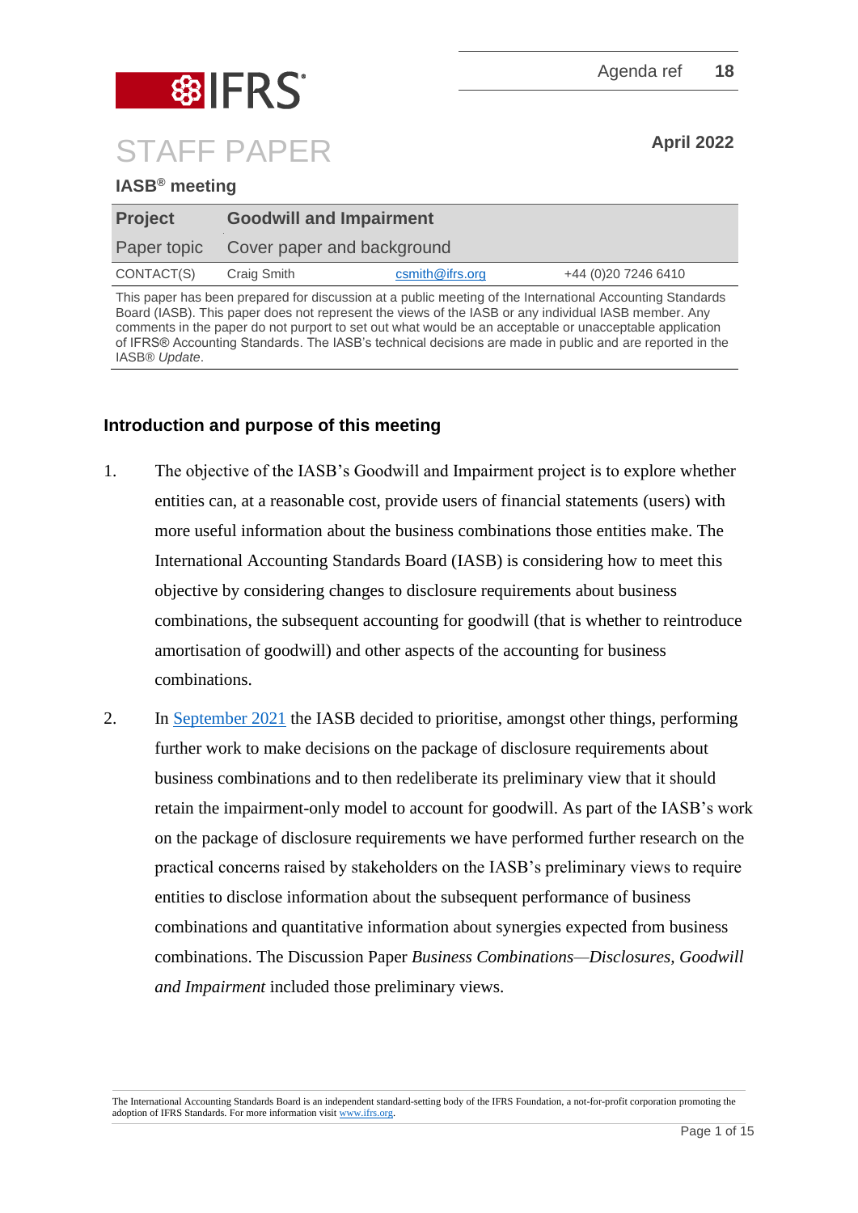Agenda ref 18

# STAFF PAPER

April 2022

**IASB® meeting**

| **Project** | **Goodwill and Impairment** | | |
|---|---|---|---|
| Paper topic | Cover paper and background | | |
| CONTACT(S) | Craig Smith | csmith@ifrs.org | +44 (0)20 7246 6410 |

This paper has been prepared for discussion at a public meeting of the International Accounting Standards Board (IASB). This paper does not represent the views of the IASB or any individual IASB member. Any comments in the paper do not purport to set out what would be an acceptable or unacceptable application of IFRS® Accounting Standards. The IASB's technical decisions are made in public and are reported in the IASB® *Update*.

## Introduction and purpose of this meeting

1. The objective of the IASB's Goodwill and Impairment project is to explore whether entities can, at a reasonable cost, provide users of financial statements (users) with more useful information about the business combinations those entities make. The International Accounting Standards Board (IASB) is considering how to meet this objective by considering changes to disclosure requirements about business combinations, the subsequent accounting for goodwill (that is whether to reintroduce amortisation of goodwill) and other aspects of the accounting for business combinations.

2. In September 2021 the IASB decided to prioritise, amongst other things, performing further work to make decisions on the package of disclosure requirements about business combinations and to then redeliberate its preliminary view that it should retain the impairment-only model to account for goodwill. As part of the IASB's work on the package of disclosure requirements we have performed further research on the practical concerns raised by stakeholders on the IASB's preliminary views to require entities to disclose information about the subsequent performance of business combinations and quantitative information about synergies expected from business combinations. The Discussion Paper *Business Combinations—Disclosures, Goodwill and Impairment* included those preliminary views.

The International Accounting Standards Board is an independent standard-setting body of the IFRS Foundation, a not-for-profit corporation promoting the adoption of IFRS Standards. For more information visit www.ifrs.org.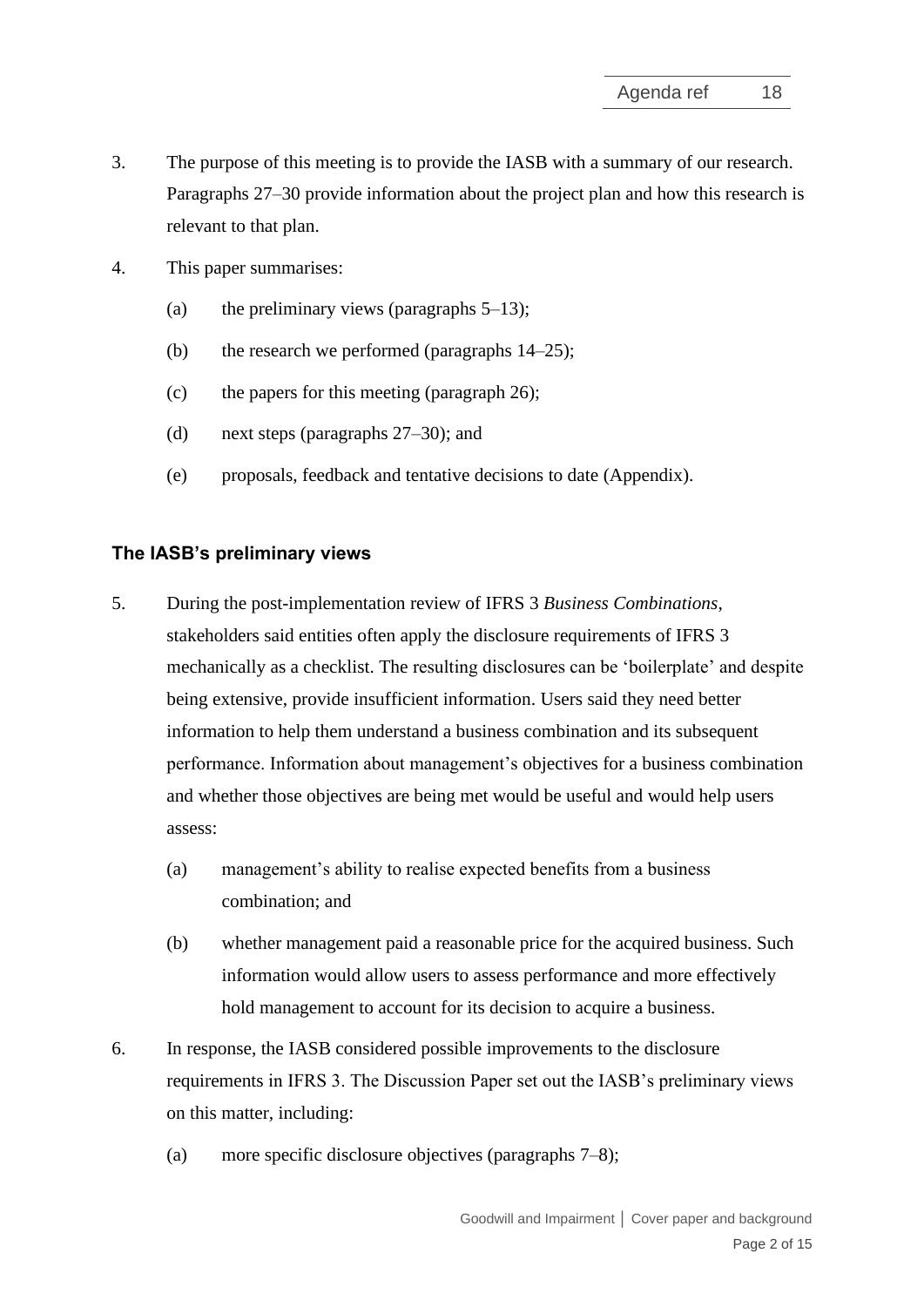3. The purpose of this meeting is to provide the IASB with a summary of our research. Paragraphs 27–30 provide information about the project plan and how this research is relevant to that plan.

4. This paper summarises:

   (a) the preliminary views (paragraphs 5–13);

   (b) the research we performed (paragraphs 14–25);

   (c) the papers for this meeting (paragraph 26);

   (d) next steps (paragraphs 27–30); and

   (e) proposals, feedback and tentative decisions to date (Appendix).

## The IASB's preliminary views

5. During the post-implementation review of IFRS 3 *Business Combinations*, stakeholders said entities often apply the disclosure requirements of IFRS 3 mechanically as a checklist. The resulting disclosures can be 'boilerplate' and despite being extensive, provide insufficient information. Users said they need better information to help them understand a business combination and its subsequent performance. Information about management's objectives for a business combination and whether those objectives are being met would be useful and would help users assess:

   (a) management's ability to realise expected benefits from a business combination; and

   (b) whether management paid a reasonable price for the acquired business. Such information would allow users to assess performance and more effectively hold management to account for its decision to acquire a business.

6. In response, the IASB considered possible improvements to the disclosure requirements in IFRS 3. The Discussion Paper set out the IASB's preliminary views on this matter, including:

   (a) more specific disclosure objectives (paragraphs 7–8);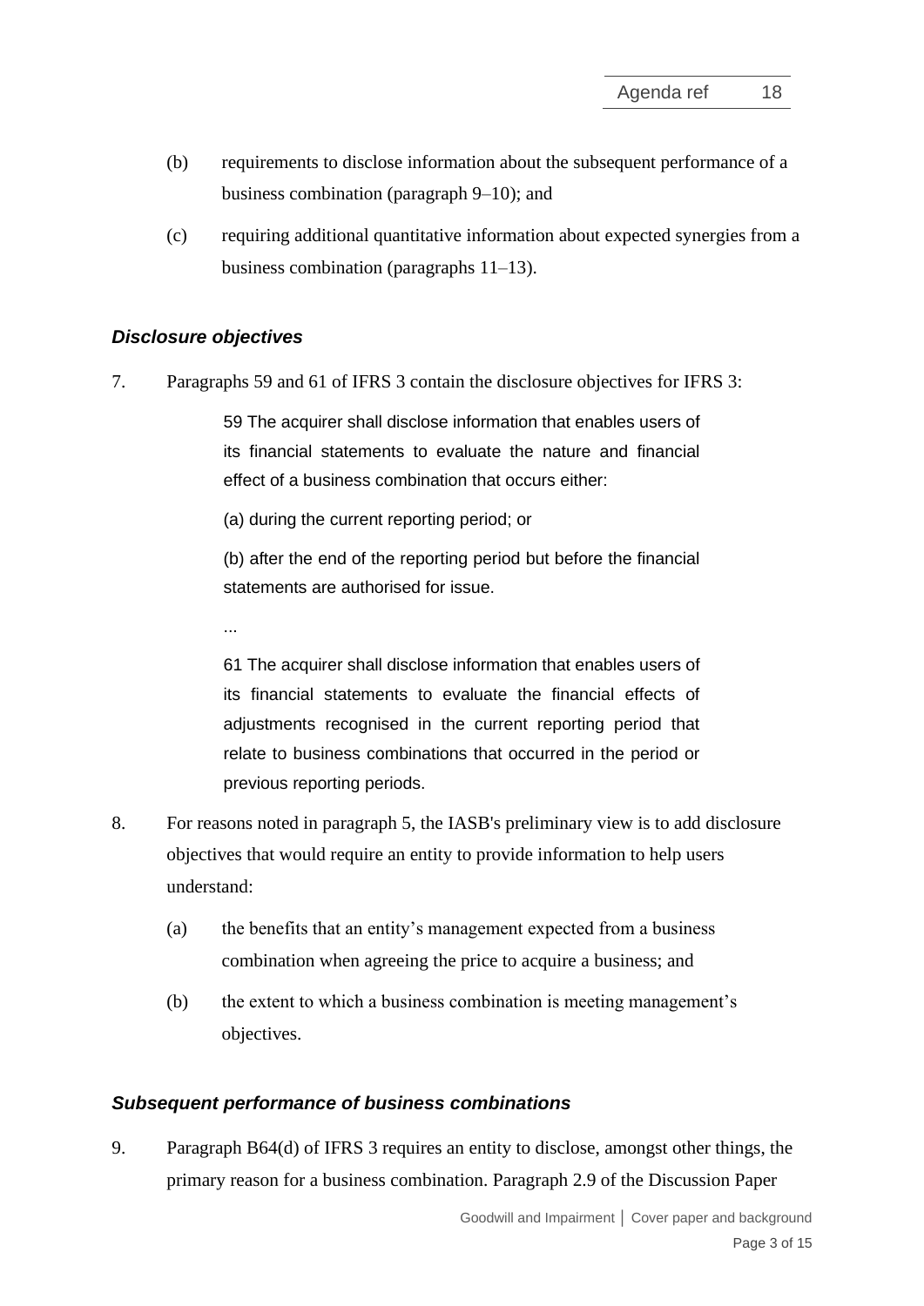(b) requirements to disclose information about the subsequent performance of a business combination (paragraph 9–10); and

(c) requiring additional quantitative information about expected synergies from a business combination (paragraphs 11–13).

### *Disclosure objectives*

7. Paragraphs 59 and 61 of IFRS 3 contain the disclosure objectives for IFRS 3:

> 59 The acquirer shall disclose information that enables users of its financial statements to evaluate the nature and financial effect of a business combination that occurs either:
>
> (a) during the current reporting period; or
>
> (b) after the end of the reporting period but before the financial statements are authorised for issue.
>
> ...
>
> 61 The acquirer shall disclose information that enables users of its financial statements to evaluate the financial effects of adjustments recognised in the current reporting period that relate to business combinations that occurred in the period or previous reporting periods.

8. For reasons noted in paragraph 5, the IASB's preliminary view is to add disclosure objectives that would require an entity to provide information to help users understand:

   (a) the benefits that an entity's management expected from a business combination when agreeing the price to acquire a business; and

   (b) the extent to which a business combination is meeting management's objectives.

### *Subsequent performance of business combinations*

9. Paragraph B64(d) of IFRS 3 requires an entity to disclose, amongst other things, the primary reason for a business combination. Paragraph 2.9 of the Discussion Paper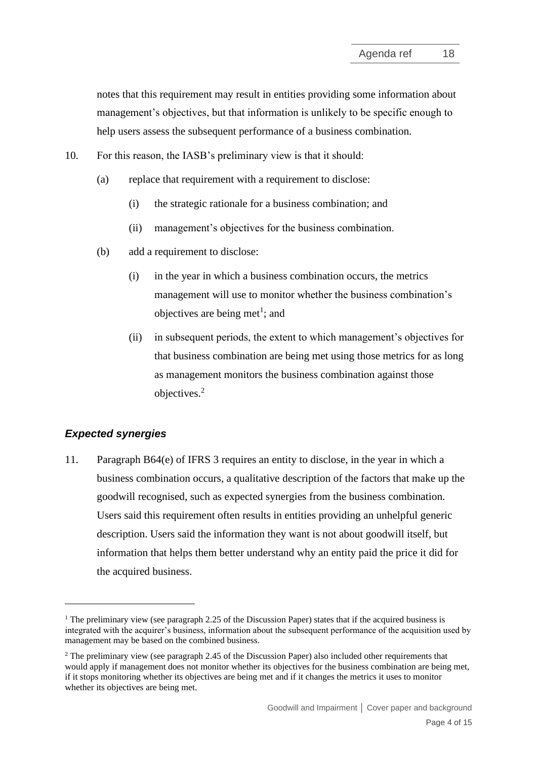notes that this requirement may result in entities providing some information about management's objectives, but that information is unlikely to be specific enough to help users assess the subsequent performance of a business combination.

10. For this reason, the IASB's preliminary view is that it should:

    (a) replace that requirement with a requirement to disclose:

        (i) the strategic rationale for a business combination; and

        (ii) management's objectives for the business combination.

    (b) add a requirement to disclose:

        (i) in the year in which a business combination occurs, the metrics management will use to monitor whether the business combination's objectives are being met[1]; and

        (ii) in subsequent periods, the extent to which management's objectives for that business combination are being met using those metrics for as long as management monitors the business combination against those objectives.[2]

### *Expected synergies*

11. Paragraph B64(e) of IFRS 3 requires an entity to disclose, in the year in which a business combination occurs, a qualitative description of the factors that make up the goodwill recognised, such as expected synergies from the business combination. Users said this requirement often results in entities providing an unhelpful generic description. Users said the information they want is not about goodwill itself, but information that helps them better understand why an entity paid the price it did for the acquired business.

---

[1] The preliminary view (see paragraph 2.25 of the Discussion Paper) states that if the acquired business is integrated with the acquirer's business, information about the subsequent performance of the acquisition used by management may be based on the combined business.

[2] The preliminary view (see paragraph 2.45 of the Discussion Paper) also included other requirements that would apply if management does not monitor whether its objectives for the business combination are being met, if it stops monitoring whether its objectives are being met and if it changes the metrics it uses to monitor whether its objectives are being met.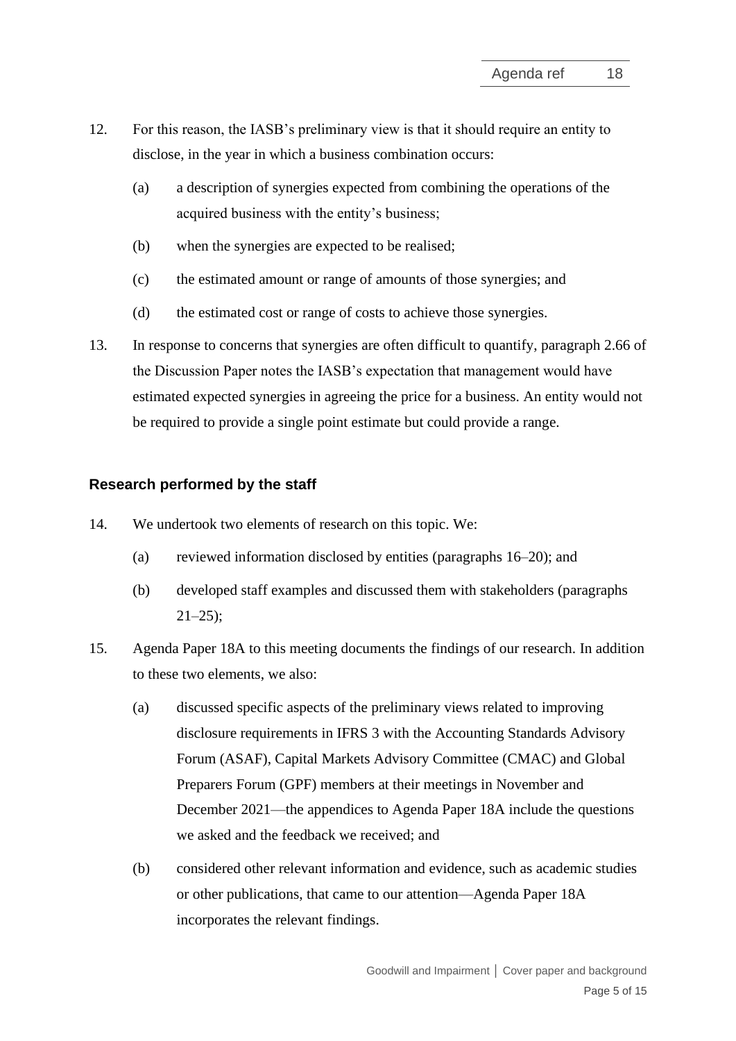12. For this reason, the IASB's preliminary view is that it should require an entity to disclose, in the year in which a business combination occurs:

    (a) a description of synergies expected from combining the operations of the acquired business with the entity's business;

    (b) when the synergies are expected to be realised;

    (c) the estimated amount or range of amounts of those synergies; and

    (d) the estimated cost or range of costs to achieve those synergies.

13. In response to concerns that synergies are often difficult to quantify, paragraph 2.66 of the Discussion Paper notes the IASB's expectation that management would have estimated expected synergies in agreeing the price for a business. An entity would not be required to provide a single point estimate but could provide a range.

### Research performed by the staff

14. We undertook two elements of research on this topic. We:

    (a) reviewed information disclosed by entities (paragraphs 16–20); and

    (b) developed staff examples and discussed them with stakeholders (paragraphs 21–25);

15. Agenda Paper 18A to this meeting documents the findings of our research. In addition to these two elements, we also:

    (a) discussed specific aspects of the preliminary views related to improving disclosure requirements in IFRS 3 with the Accounting Standards Advisory Forum (ASAF), Capital Markets Advisory Committee (CMAC) and Global Preparers Forum (GPF) members at their meetings in November and December 2021—the appendices to Agenda Paper 18A include the questions we asked and the feedback we received; and

    (b) considered other relevant information and evidence, such as academic studies or other publications, that came to our attention—Agenda Paper 18A incorporates the relevant findings.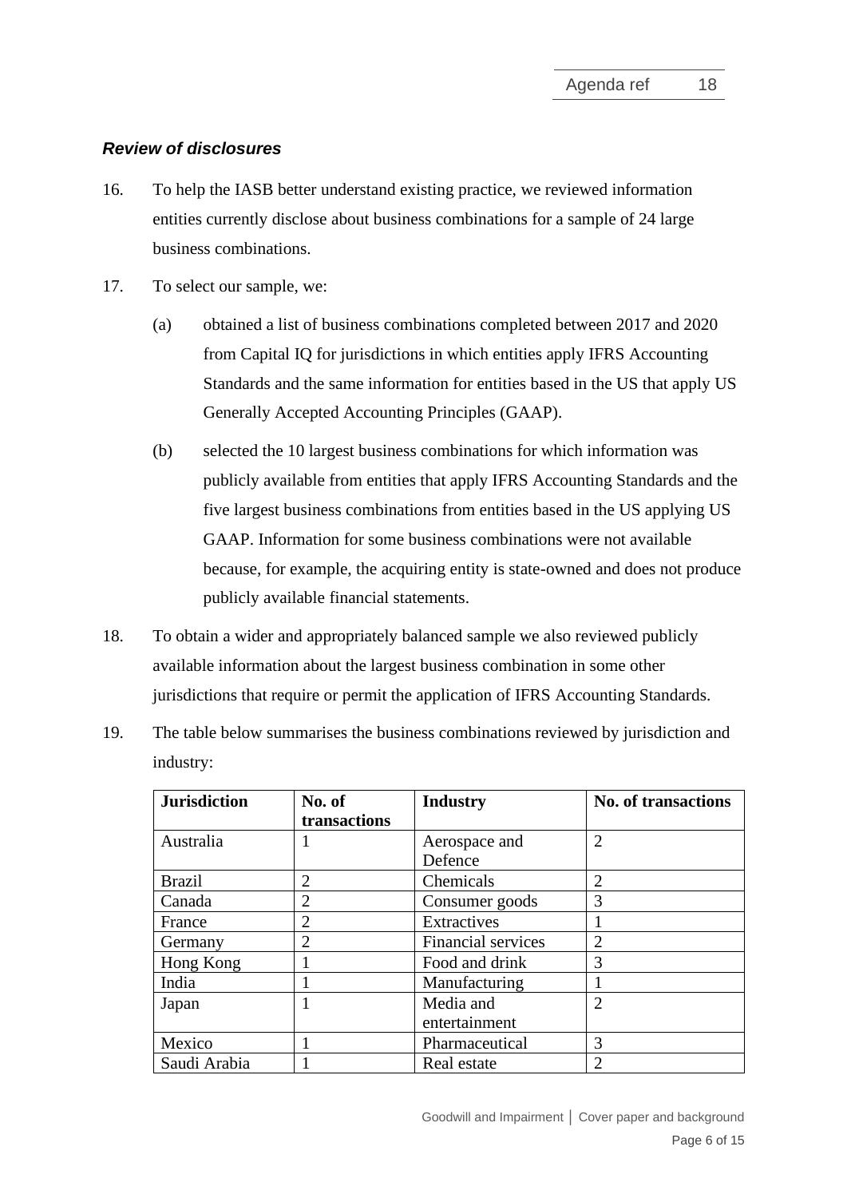### *Review of disclosures*

16. To help the IASB better understand existing practice, we reviewed information entities currently disclose about business combinations for a sample of 24 large business combinations.

17. To select our sample, we:

    (a) obtained a list of business combinations completed between 2017 and 2020 from Capital IQ for jurisdictions in which entities apply IFRS Accounting Standards and the same information for entities based in the US that apply US Generally Accepted Accounting Principles (GAAP).

    (b) selected the 10 largest business combinations for which information was publicly available from entities that apply IFRS Accounting Standards and the five largest business combinations from entities based in the US applying US GAAP. Information for some business combinations were not available because, for example, the acquiring entity is state-owned and does not produce publicly available financial statements.

18. To obtain a wider and appropriately balanced sample we also reviewed publicly available information about the largest business combination in some other jurisdictions that require or permit the application of IFRS Accounting Standards.

19. The table below summarises the business combinations reviewed by jurisdiction and industry:

| **Jurisdiction** | **No. of transactions** | **Industry** | **No. of transactions** |
|---|---|---|---|
| Australia | 1 | Aerospace and Defence | 2 |
| Brazil | 2 | Chemicals | 2 |
| Canada | 2 | Consumer goods | 3 |
| France | 2 | Extractives | 1 |
| Germany | 2 | Financial services | 2 |
| Hong Kong | 1 | Food and drink | 3 |
| India | 1 | Manufacturing | 1 |
| Japan | 1 | Media and entertainment | 2 |
| Mexico | 1 | Pharmaceutical | 3 |
| Saudi Arabia | 1 | Real estate | 2 |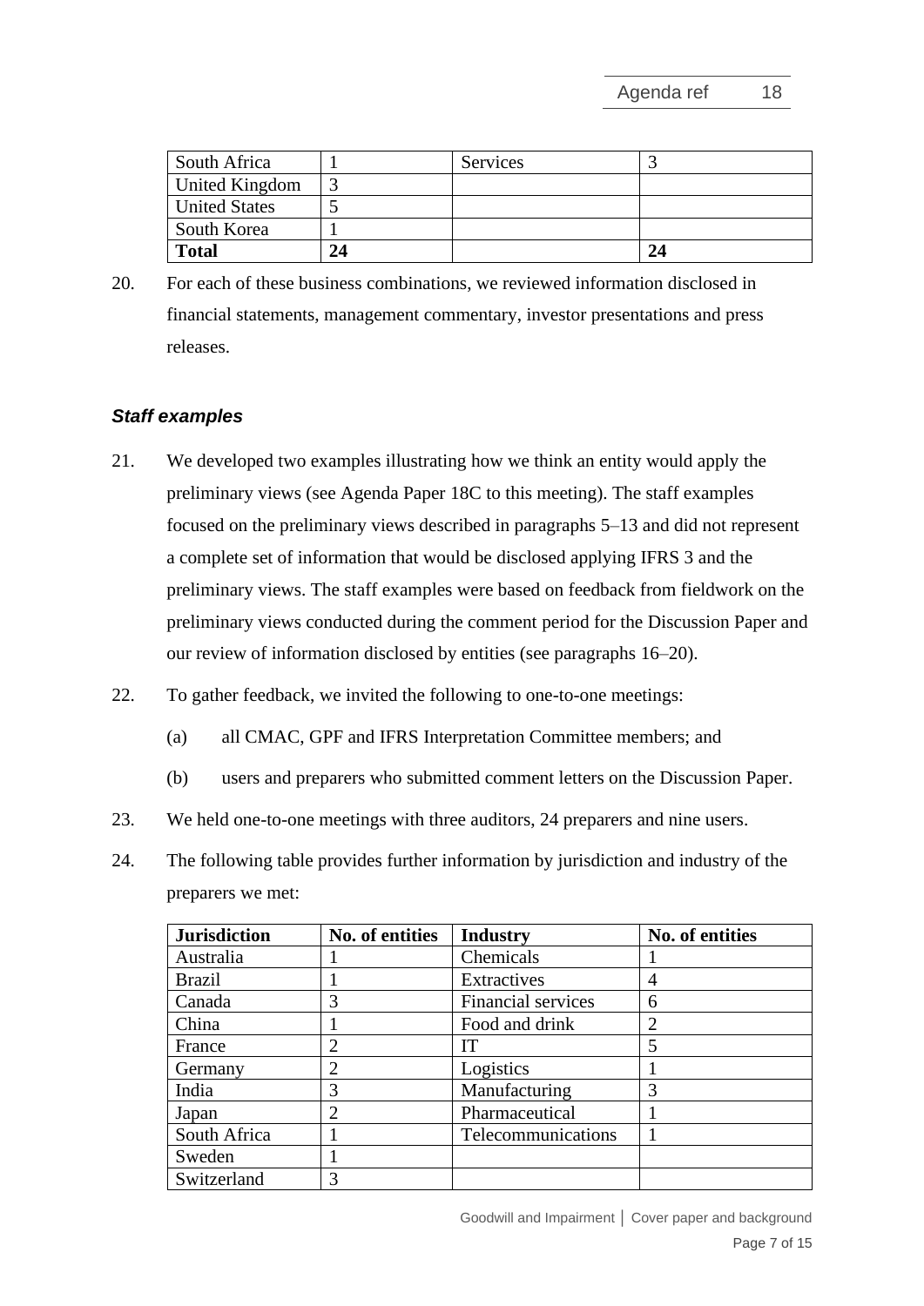| South Africa | 1 | Services | 3 |
|---|---|---|---|
| United Kingdom | 3 | | |
| United States | 5 | | |
| South Korea | 1 | | |
| **Total** | **24** | | **24** |

20. For each of these business combinations, we reviewed information disclosed in financial statements, management commentary, investor presentations and press releases.

### *Staff examples*

21. We developed two examples illustrating how we think an entity would apply the preliminary views (see Agenda Paper 18C to this meeting). The staff examples focused on the preliminary views described in paragraphs 5–13 and did not represent a complete set of information that would be disclosed applying IFRS 3 and the preliminary views. The staff examples were based on feedback from fieldwork on the preliminary views conducted during the comment period for the Discussion Paper and our review of information disclosed by entities (see paragraphs 16–20).

22. To gather feedback, we invited the following to one-to-one meetings:

    (a) all CMAC, GPF and IFRS Interpretation Committee members; and

    (b) users and preparers who submitted comment letters on the Discussion Paper.

23. We held one-to-one meetings with three auditors, 24 preparers and nine users.

24. The following table provides further information by jurisdiction and industry of the preparers we met:

| **Jurisdiction** | **No. of entities** | **Industry** | **No. of entities** |
|---|---|---|---|
| Australia | 1 | Chemicals | 1 |
| Brazil | 1 | Extractives | 4 |
| Canada | 3 | Financial services | 6 |
| China | 1 | Food and drink | 2 |
| France | 2 | IT | 5 |
| Germany | 2 | Logistics | 1 |
| India | 3 | Manufacturing | 3 |
| Japan | 2 | Pharmaceutical | 1 |
| South Africa | 1 | Telecommunications | 1 |
| Sweden | 1 | | |
| Switzerland | 3 | | |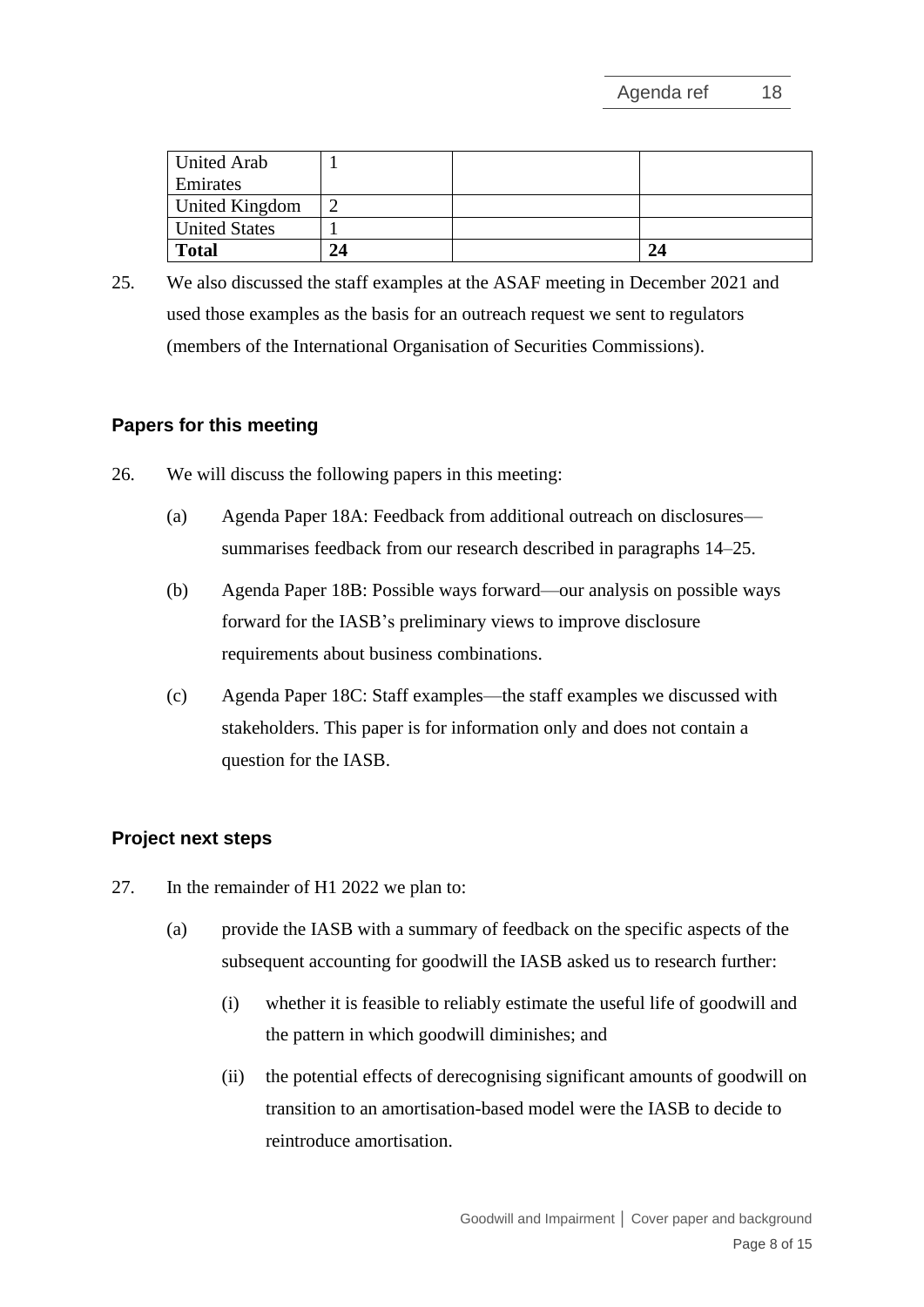| | | | |
|---|---|---|---|
| United Arab Emirates | 1 | | |
| United Kingdom | 2 | | |
| United States | 1 | | |
| **Total** | **24** | | **24** |

25. We also discussed the staff examples at the ASAF meeting in December 2021 and used those examples as the basis for an outreach request we sent to regulators (members of the International Organisation of Securities Commissions).

## Papers for this meeting

26. We will discuss the following papers in this meeting:

    (a) Agenda Paper 18A: Feedback from additional outreach on disclosures—summarises feedback from our research described in paragraphs 14–25.

    (b) Agenda Paper 18B: Possible ways forward—our analysis on possible ways forward for the IASB's preliminary views to improve disclosure requirements about business combinations.

    (c) Agenda Paper 18C: Staff examples—the staff examples we discussed with stakeholders. This paper is for information only and does not contain a question for the IASB.

## Project next steps

27. In the remainder of H1 2022 we plan to:

    (a) provide the IASB with a summary of feedback on the specific aspects of the subsequent accounting for goodwill the IASB asked us to research further:

        (i) whether it is feasible to reliably estimate the useful life of goodwill and the pattern in which goodwill diminishes; and

        (ii) the potential effects of derecognising significant amounts of goodwill on transition to an amortisation-based model were the IASB to decide to reintroduce amortisation.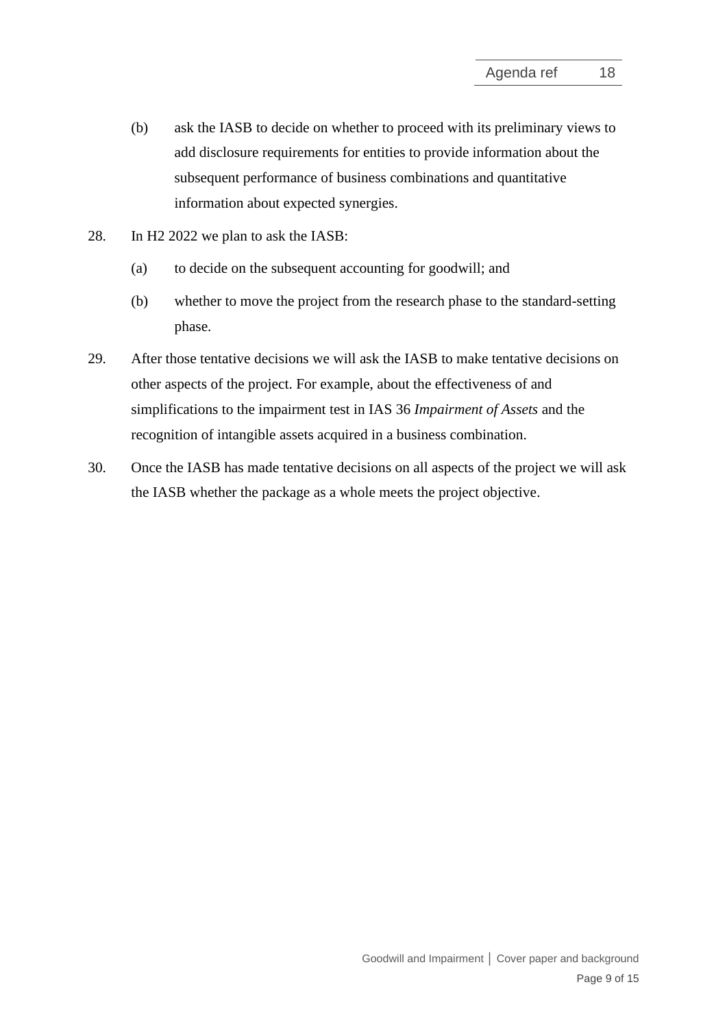(b) ask the IASB to decide on whether to proceed with its preliminary views to add disclosure requirements for entities to provide information about the subsequent performance of business combinations and quantitative information about expected synergies.

28. In H2 2022 we plan to ask the IASB:

(a) to decide on the subsequent accounting for goodwill; and

(b) whether to move the project from the research phase to the standard-setting phase.

29. After those tentative decisions we will ask the IASB to make tentative decisions on other aspects of the project. For example, about the effectiveness of and simplifications to the impairment test in IAS 36 *Impairment of Assets* and the recognition of intangible assets acquired in a business combination.

30. Once the IASB has made tentative decisions on all aspects of the project we will ask the IASB whether the package as a whole meets the project objective.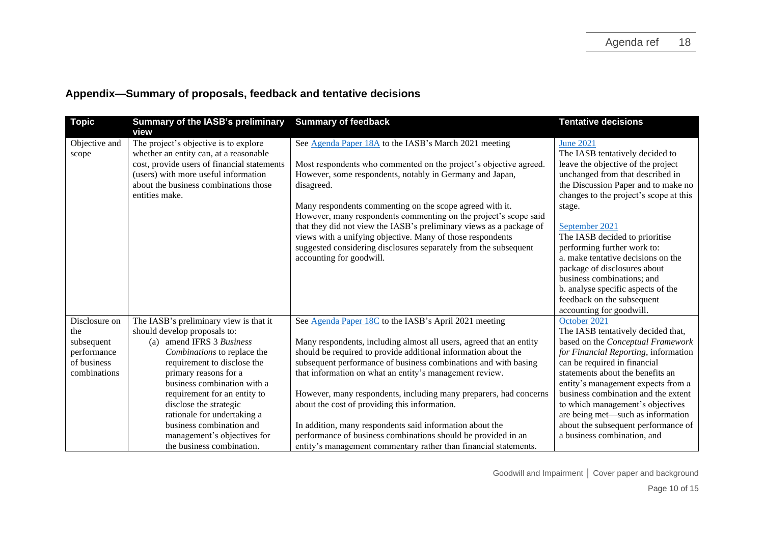## Appendix—Summary of proposals, feedback and tentative decisions

| Topic | Summary of the IASB's preliminary view | Summary of feedback | Tentative decisions |
|---|---|---|---|
| Objective and scope | The project's objective is to explore whether an entity can, at a reasonable cost, provide users of financial statements (users) with more useful information about the business combinations those entities make. | See Agenda Paper 18A to the IASB's March 2021 meeting<br><br>Most respondents who commented on the project's objective agreed. However, some respondents, notably in Germany and Japan, disagreed.<br><br>Many respondents commenting on the scope agreed with it. However, many respondents commenting on the project's scope said that they did not view the IASB's preliminary views as a package of views with a unifying objective. Many of those respondents suggested considering disclosures separately from the subsequent accounting for goodwill. | June 2021<br>The IASB tentatively decided to leave the objective of the project unchanged from that described in the Discussion Paper and to make no changes to the project's scope at this stage.<br><br>September 2021<br>The IASB decided to prioritise performing further work to:<br>a. make tentative decisions on the package of disclosures about business combinations; and<br>b. analyse specific aspects of the feedback on the subsequent accounting for goodwill. |
| Disclosure on the subsequent performance of business combinations | The IASB's preliminary view is that it should develop proposals to:<br>(a) amend IFRS 3 *Business Combinations* to replace the requirement to disclose the primary reasons for a business combination with a requirement for an entity to disclose the strategic rationale for undertaking a business combination and management's objectives for the business combination. | See Agenda Paper 18C to the IASB's April 2021 meeting<br><br>Many respondents, including almost all users, agreed that an entity should be required to provide additional information about the subsequent performance of business combinations and with basing that information on what an entity's management review.<br><br>However, many respondents, including many preparers, had concerns about the cost of providing this information.<br><br>In addition, many respondents said information about the performance of business combinations should be provided in an entity's management commentary rather than financial statements. | October 2021<br>The IASB tentatively decided that, based on the *Conceptual Framework for Financial Reporting*, information can be required in financial statements about the benefits an entity's management expects from a business combination and the extent to which management's objectives are being met—such as information about the subsequent performance of a business combination, and |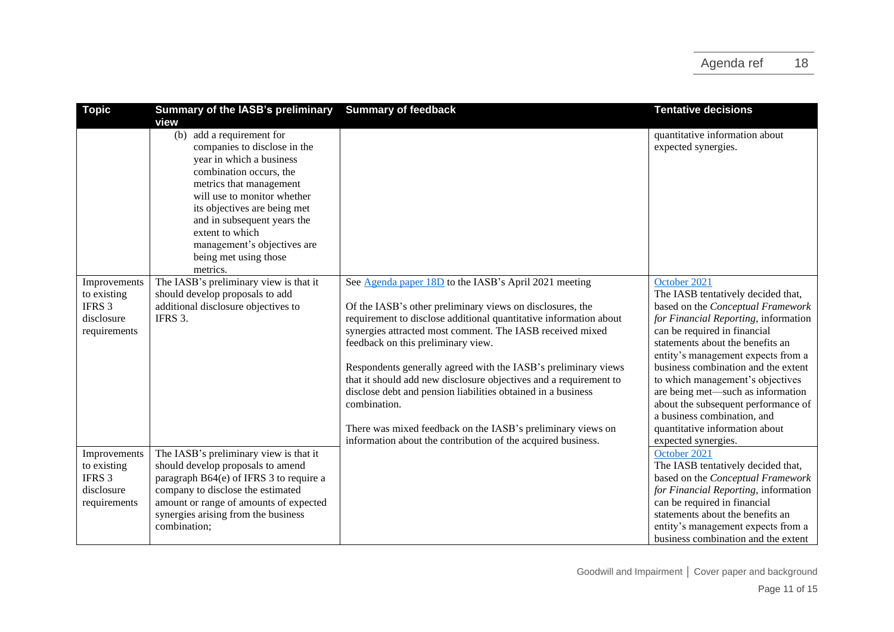| Topic | Summary of the IASB's preliminary view | Summary of feedback | Tentative decisions |
|---|---|---|---|
| | (b) add a requirement for companies to disclose in the year in which a business combination occurs, the metrics that management will use to monitor whether its objectives are being met and in subsequent years the extent to which management's objectives are being met using those metrics. | | quantitative information about expected synergies. |
| Improvements to existing IFRS 3 disclosure requirements | The IASB's preliminary view is that it should develop proposals to add additional disclosure objectives to IFRS 3. | See [Agenda paper 18D]() to the IASB's April 2021 meeting<br><br>Of the IASB's other preliminary views on disclosures, the requirement to disclose additional quantitative information about synergies attracted most comment. The IASB received mixed feedback on this preliminary view.<br><br>Respondents generally agreed with the IASB's preliminary views that it should add new disclosure objectives and a requirement to disclose debt and pension liabilities obtained in a business combination.<br><br>There was mixed feedback on the IASB's preliminary views on information about the contribution of the acquired business. | [October 2021]()<br>The IASB tentatively decided that, based on the *Conceptual Framework for Financial Reporting*, information can be required in financial statements about the benefits an entity's management expects from a business combination and the extent to which management's objectives are being met—such as information about the subsequent performance of a business combination, and quantitative information about expected synergies. |
| Improvements to existing IFRS 3 disclosure requirements | The IASB's preliminary view is that it should develop proposals to amend paragraph B64(e) of IFRS 3 to require a company to disclose the estimated amount or range of amounts of expected synergies arising from the business combination; | | [October 2021]()<br>The IASB tentatively decided that, based on the *Conceptual Framework for Financial Reporting*, information can be required in financial statements about the benefits an entity's management expects from a business combination and the extent |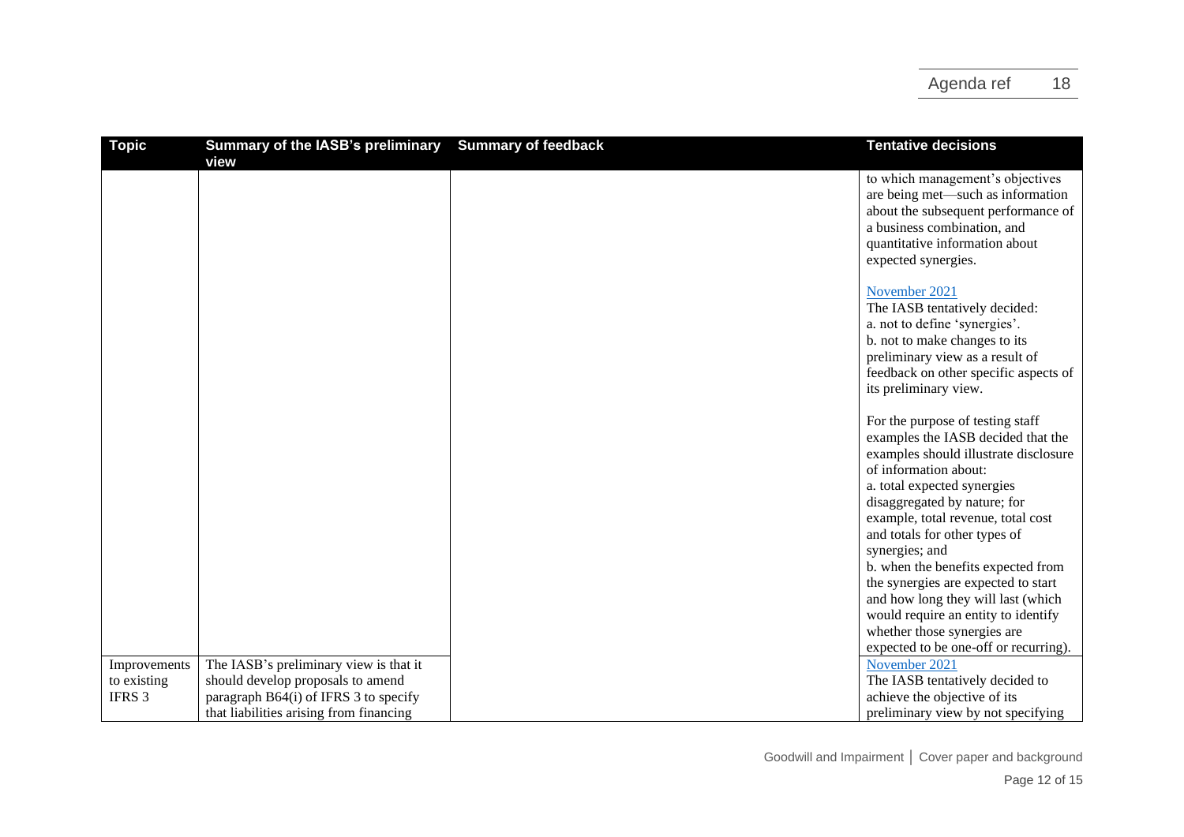| Topic | Summary of the IASB's preliminary view | Summary of feedback | Tentative decisions |
|---|---|---|---|
| | | | to which management's objectives are being met—such as information about the subsequent performance of a business combination, and quantitative information about expected synergies.<br><br>November 2021<br>The IASB tentatively decided:<br>a. not to define 'synergies'.<br>b. not to make changes to its preliminary view as a result of feedback on other specific aspects of its preliminary view.<br><br>For the purpose of testing staff examples the IASB decided that the examples should illustrate disclosure of information about:<br>a. total expected synergies disaggregated by nature; for example, total revenue, total cost and totals for other types of synergies; and<br>b. when the benefits expected from the synergies are expected to start and how long they will last (which would require an entity to identify whether those synergies are expected to be one-off or recurring). |
| Improvements to existing IFRS 3 | The IASB's preliminary view is that it should develop proposals to amend paragraph B64(i) of IFRS 3 to specify that liabilities arising from financing | | November 2021<br>The IASB tentatively decided to achieve the objective of its preliminary view by not specifying |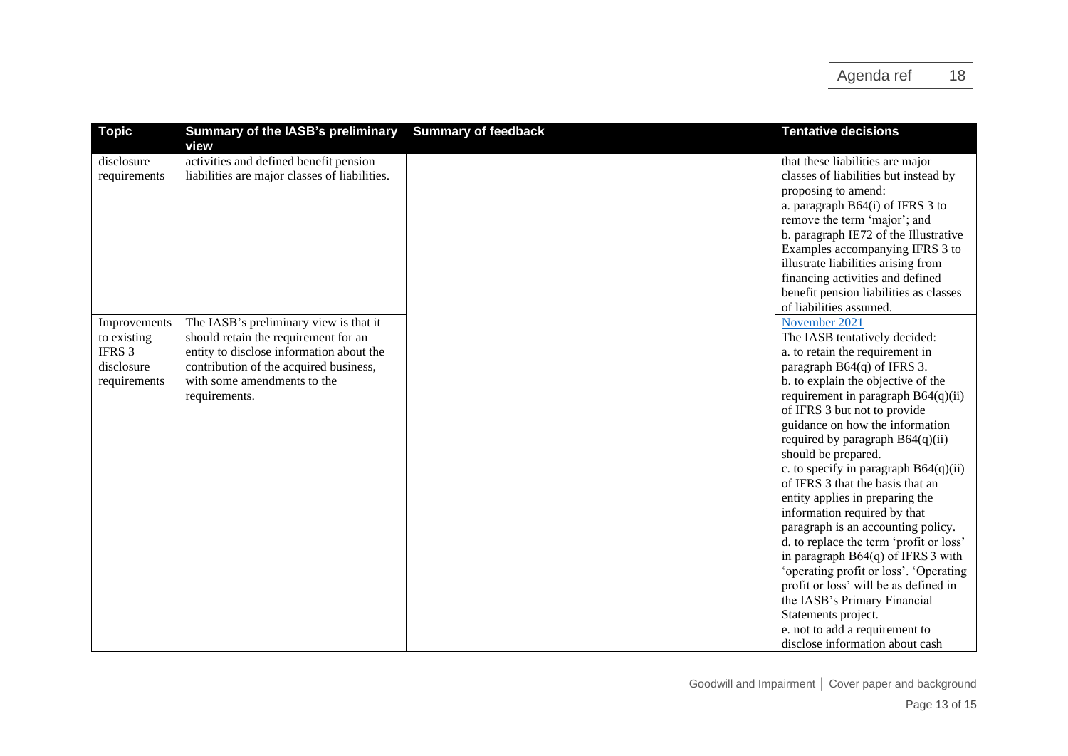| Topic | Summary of the IASB's preliminary view | Summary of feedback | Tentative decisions |
|---|---|---|---|
| disclosure requirements | activities and defined benefit pension liabilities are major classes of liabilities. | | that these liabilities are major classes of liabilities but instead by proposing to amend:<br>a. paragraph B64(i) of IFRS 3 to remove the term 'major'; and<br>b. paragraph IE72 of the Illustrative Examples accompanying IFRS 3 to illustrate liabilities arising from financing activities and defined benefit pension liabilities as classes of liabilities assumed. |
| Improvements to existing IFRS 3 disclosure requirements | The IASB's preliminary view is that it should retain the requirement for an entity to disclose information about the contribution of the acquired business, with some amendments to the requirements. | | November 2021<br>The IASB tentatively decided:<br>a. to retain the requirement in paragraph B64(q) of IFRS 3.<br>b. to explain the objective of the requirement in paragraph B64(q)(ii) of IFRS 3 but not to provide guidance on how the information required by paragraph B64(q)(ii) should be prepared.<br>c. to specify in paragraph B64(q)(ii) of IFRS 3 that the basis that an entity applies in preparing the information required by that paragraph is an accounting policy.<br>d. to replace the term 'profit or loss' in paragraph B64(q) of IFRS 3 with 'operating profit or loss'. 'Operating profit or loss' will be as defined in the IASB's Primary Financial Statements project.<br>e. not to add a requirement to disclose information about cash |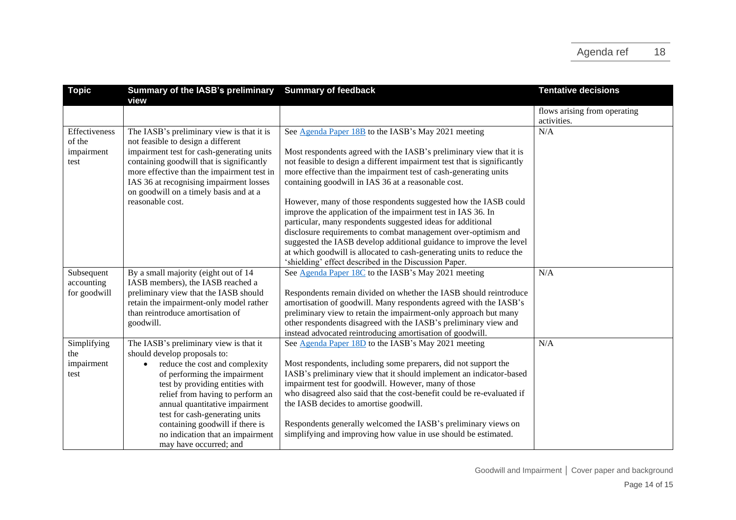| Topic | Summary of the IASB's preliminary view | Summary of feedback | Tentative decisions |
|---|---|---|---|
| | | | flows arising from operating activities. |
| Effectiveness of the impairment test | The IASB's preliminary view is that it is not feasible to design a different impairment test for cash-generating units containing goodwill that is significantly more effective than the impairment test in IAS 36 at recognising impairment losses on goodwill on a timely basis and at a reasonable cost. | See Agenda Paper 18B to the IASB's May 2021 meeting<br><br>Most respondents agreed with the IASB's preliminary view that it is not feasible to design a different impairment test that is significantly more effective than the impairment test of cash-generating units containing goodwill in IAS 36 at a reasonable cost.<br><br>However, many of those respondents suggested how the IASB could improve the application of the impairment test in IAS 36. In particular, many respondents suggested ideas for additional disclosure requirements to combat management over-optimism and suggested the IASB develop additional guidance to improve the level at which goodwill is allocated to cash-generating units to reduce the 'shielding' effect described in the Discussion Paper. | N/A |
| Subsequent accounting for goodwill | By a small majority (eight out of 14 IASB members), the IASB reached a preliminary view that the IASB should retain the impairment-only model rather than reintroduce amortisation of goodwill. | See Agenda Paper 18C to the IASB's May 2021 meeting<br><br>Respondents remain divided on whether the IASB should reintroduce amortisation of goodwill. Many respondents agreed with the IASB's preliminary view to retain the impairment-only approach but many other respondents disagreed with the IASB's preliminary view and instead advocated reintroducing amortisation of goodwill. | N/A |
| Simplifying the impairment test | The IASB's preliminary view is that it should develop proposals to:<br>• reduce the cost and complexity of performing the impairment test by providing entities with relief from having to perform an annual quantitative impairment test for cash-generating units containing goodwill if there is no indication that an impairment may have occurred; and | See Agenda Paper 18D to the IASB's May 2021 meeting<br><br>Most respondents, including some preparers, did not support the IASB's preliminary view that it should implement an indicator-based impairment test for goodwill. However, many of those who disagreed also said that the cost-benefit could be re-evaluated if the IASB decides to amortise goodwill.<br><br>Respondents generally welcomed the IASB's preliminary views on simplifying and improving how value in use should be estimated. | N/A |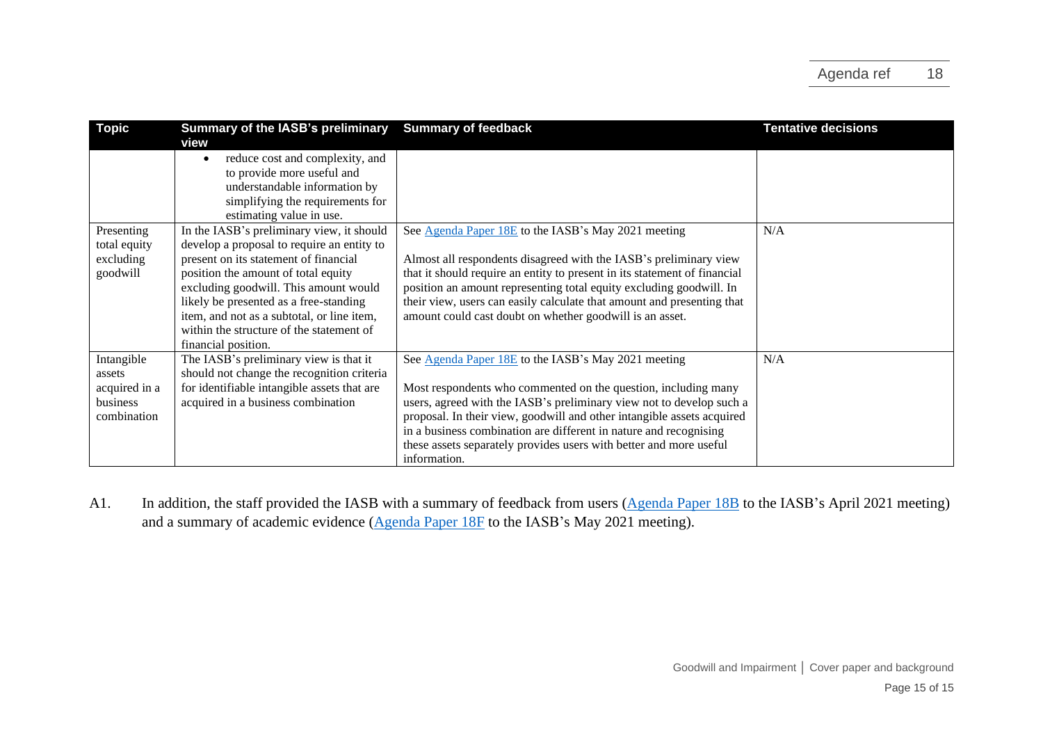| Topic | Summary of the IASB's preliminary view | Summary of feedback | Tentative decisions |
|---|---|---|---|
| | • reduce cost and complexity, and to provide more useful and understandable information by simplifying the requirements for estimating value in use. | | |
| Presenting total equity excluding goodwill | In the IASB's preliminary view, it should develop a proposal to require an entity to present on its statement of financial position the amount of total equity excluding goodwill. This amount would likely be presented as a free-standing item, and not as a subtotal, or line item, within the structure of the statement of financial position. | See Agenda Paper 18E to the IASB's May 2021 meeting<br><br>Almost all respondents disagreed with the IASB's preliminary view that it should require an entity to present in its statement of financial position an amount representing total equity excluding goodwill. In their view, users can easily calculate that amount and presenting that amount could cast doubt on whether goodwill is an asset. | N/A |
| Intangible assets acquired in a business combination | The IASB's preliminary view is that it should not change the recognition criteria for identifiable intangible assets that are acquired in a business combination | See Agenda Paper 18E to the IASB's May 2021 meeting<br><br>Most respondents who commented on the question, including many users, agreed with the IASB's preliminary view not to develop such a proposal. In their view, goodwill and other intangible assets acquired in a business combination are different in nature and recognising these assets separately provides users with better and more useful information. | N/A |

A1. In addition, the staff provided the IASB with a summary of feedback from users (Agenda Paper 18B to the IASB's April 2021 meeting) and a summary of academic evidence (Agenda Paper 18F to the IASB's May 2021 meeting).